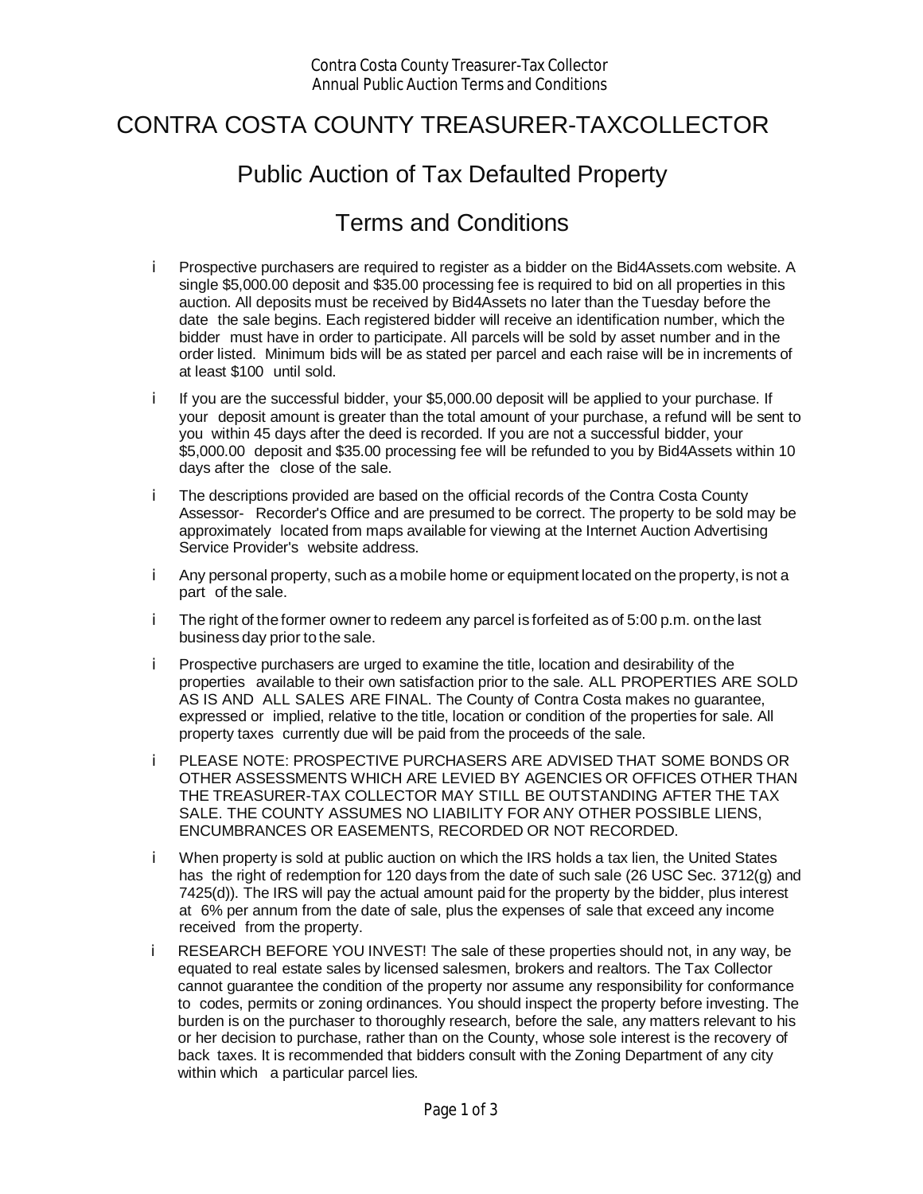# CONTRA COSTA COUNTY TREASURER-TAXCOLLECTOR

## Public Auction of Tax Defaulted Property

## Terms and Conditions

- Prospective purchasers are required to register as a bidder on the Bid4Assets.com website. A single $5,000.00 deposit and $35.00 processing fee is required to bid on all properties in this auction. All deposits must be received by Bid4Assets no later than the Tuesday before the date the sale begins. Each registered bidder will receive an identification number, which the bidder must have in order to participate. All parcels will be sold by asset number and in the order listed. Minimum bids will be as stated per parcel and each raise will be in increments of at least $100 until sold.
- If you are the successful bidder, your $5,000.00 deposit will be applied to your purchase. If your deposit amount is greater than the total amount of your purchase, a refund will be sent to you within 45 days after the deed is recorded. If you are not a successful bidder, your $5,000.00 deposit and $35.00 processing fee will be refunded to you by Bid4Assets within 10 days after the close of the sale.
- The descriptions provided are based on the official records of the Contra Costa County Assessor- Recorder's Office and are presumed to be correct. The property to be sold may be approximately located from maps available for viewing at the Internet Auction Advertising Service Provider's website address.
- Any personal property, such as a mobile home or equipment located on the property, is not a part of the sale.
- The right of the former owner to redeem any parcel is forfeited as of 5:00 p.m. on the last business day prior to the sale.
- Prospective purchasers are urged to examine the title, location and desirability of the properties available to their own satisfaction prior to the sale. ALL PROPERTIES ARE SOLD AS IS AND ALL SALES ARE FINAL. The County of Contra Costa makes no guarantee, expressed or implied, relative to the title, location or condition of the properties for sale. All property taxes currently due will be paid from the proceeds of the sale.
- PLEASE NOTE: PROSPECTIVE PURCHASERS ARE ADVISED THAT SOME BONDS OR OTHER ASSESSMENTS WHICH ARE LEVIED BY AGENCIES OR OFFICES OTHER THAN THE TREASURER-TAX COLLECTOR MAY STILL BE OUTSTANDING AFTER THE TAX SALE. THE COUNTY ASSUMES NO LIABILITY FOR ANY OTHER POSSIBLE LIENS, ENCUMBRANCES OR EASEMENTS, RECORDED OR NOT RECORDED.
- When property is sold at public auction on which the IRS holds a tax lien, the United States has the right of redemption for 120 days from the date of such sale (26 USC Sec. 3712(g) and 7425(d)). The IRS will pay the actual amount paid for the property by the bidder, plus interest at 6% per annum from the date of sale, plus the expenses of sale that exceed any income received from the property.
- RESEARCH BEFORE YOU INVEST! The sale of these properties should not, in any way, be equated to real estate sales by licensed salesmen, brokers and realtors. The Tax Collector cannot guarantee the condition of the property nor assume any responsibility for conformance to codes, permits or zoning ordinances. You should inspect the property before investing. The burden is on the purchaser to thoroughly research, before the sale, any matters relevant to his or her decision to purchase, rather than on the County, whose sole interest is the recovery of back taxes. It is recommended that bidders consult with the Zoning Department of any city within which a particular parcel lies.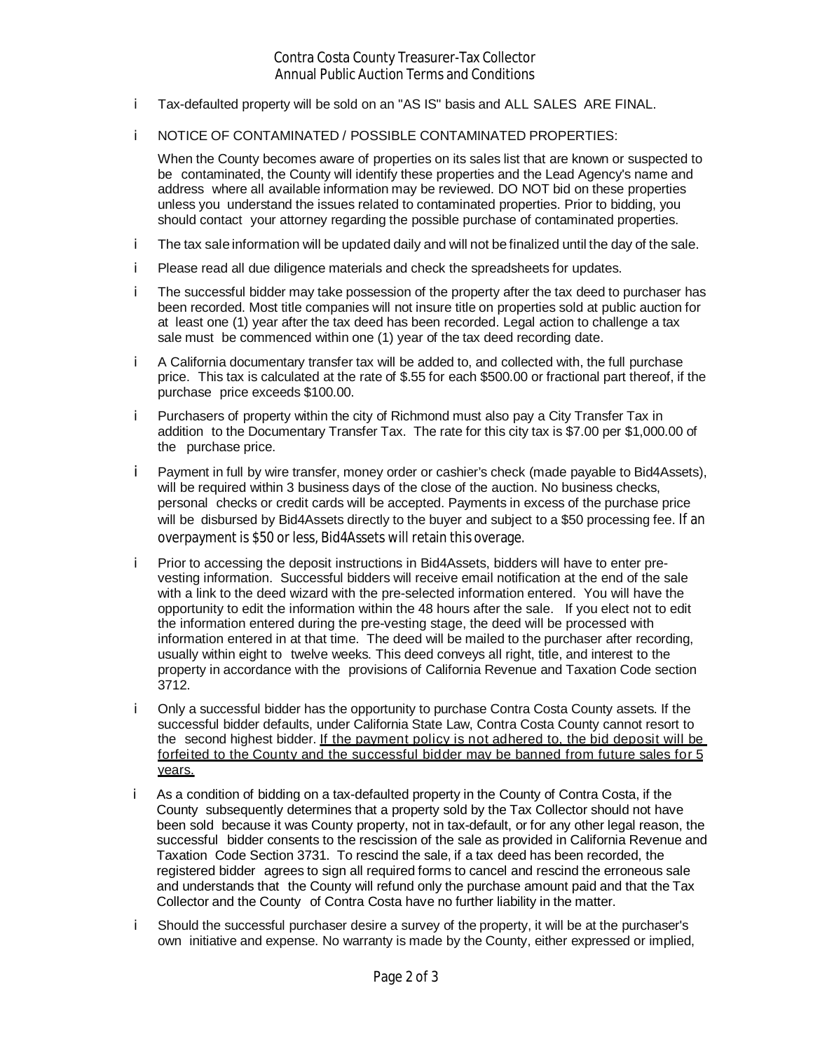## Contra Costa County Treasurer-Tax Collector
## Annual Public Auction Terms and Conditions

- Tax-defaulted property will be sold on an "AS IS" basis and ALL SALES ARE FINAL.
- NOTICE OF CONTAMINATED / POSSIBLE CONTAMINATED PROPERTIES:

  When the County becomes aware of properties on its sales list that are known or suspected to be contaminated, the County will identify these properties and the Lead Agency's name and address where all available information may be reviewed. DO NOT bid on these properties unless you understand the issues related to contaminated properties. Prior to bidding, you should contact your attorney regarding the possible purchase of contaminated properties.
- The tax sale information will be updated daily and will not be finalized until the day of the sale.
- Please read all due diligence materials and check the spreadsheets for updates.
- The successful bidder may take possession of the property after the tax deed to purchaser has been recorded. Most title companies will not insure title on properties sold at public auction for at least one (1) year after the tax deed has been recorded. Legal action to challenge a tax sale must be commenced within one (1) year of the tax deed recording date.
- A California documentary transfer tax will be added to, and collected with, the full purchase price. This tax is calculated at the rate of $.55 for each $500.00 or fractional part thereof, if the purchase price exceeds $100.00.
- Purchasers of property within the city of Richmond must also pay a City Transfer Tax in addition to the Documentary Transfer Tax. The rate for this city tax is $7.00 per $1,000.00 of the purchase price.
- Payment in full by wire transfer, money order or cashier's check (made payable to Bid4Assets), will be required within 3 business days of the close of the auction. No business checks, personal checks or credit cards will be accepted. Payments in excess of the purchase price will be disbursed by Bid4Assets directly to the buyer and subject to a $50 processing fee. If an overpayment is $50 or less, Bid4Assets will retain this overage.
- Prior to accessing the deposit instructions in Bid4Assets, bidders will have to enter pre-vesting information. Successful bidders will receive email notification at the end of the sale with a link to the deed wizard with the pre-selected information entered. You will have the opportunity to edit the information within the 48 hours after the sale. If you elect not to edit the information entered during the pre-vesting stage, the deed will be processed with information entered in at that time. The deed will be mailed to the purchaser after recording, usually within eight to twelve weeks. This deed conveys all right, title, and interest to the property in accordance with the provisions of California Revenue and Taxation Code section 3712.
- Only a successful bidder has the opportunity to purchase Contra Costa County assets. If the successful bidder defaults, under California State Law, Contra Costa County cannot resort to the second highest bidder. <u>If the payment policy is not adhered to, the bid deposit will be forfeited to the County and the successful bidder may be banned from future sales for 5 years.</u>
- As a condition of bidding on a tax-defaulted property in the County of Contra Costa, if the County subsequently determines that a property sold by the Tax Collector should not have been sold because it was County property, not in tax-default, or for any other legal reason, the successful bidder consents to the rescission of the sale as provided in California Revenue and Taxation Code Section 3731. To rescind the sale, if a tax deed has been recorded, the registered bidder agrees to sign all required forms to cancel and rescind the erroneous sale and understands that the County will refund only the purchase amount paid and that the Tax Collector and the County of Contra Costa have no further liability in the matter.
- Should the successful purchaser desire a survey of the property, it will be at the purchaser's own initiative and expense. No warranty is made by the County, either expressed or implied,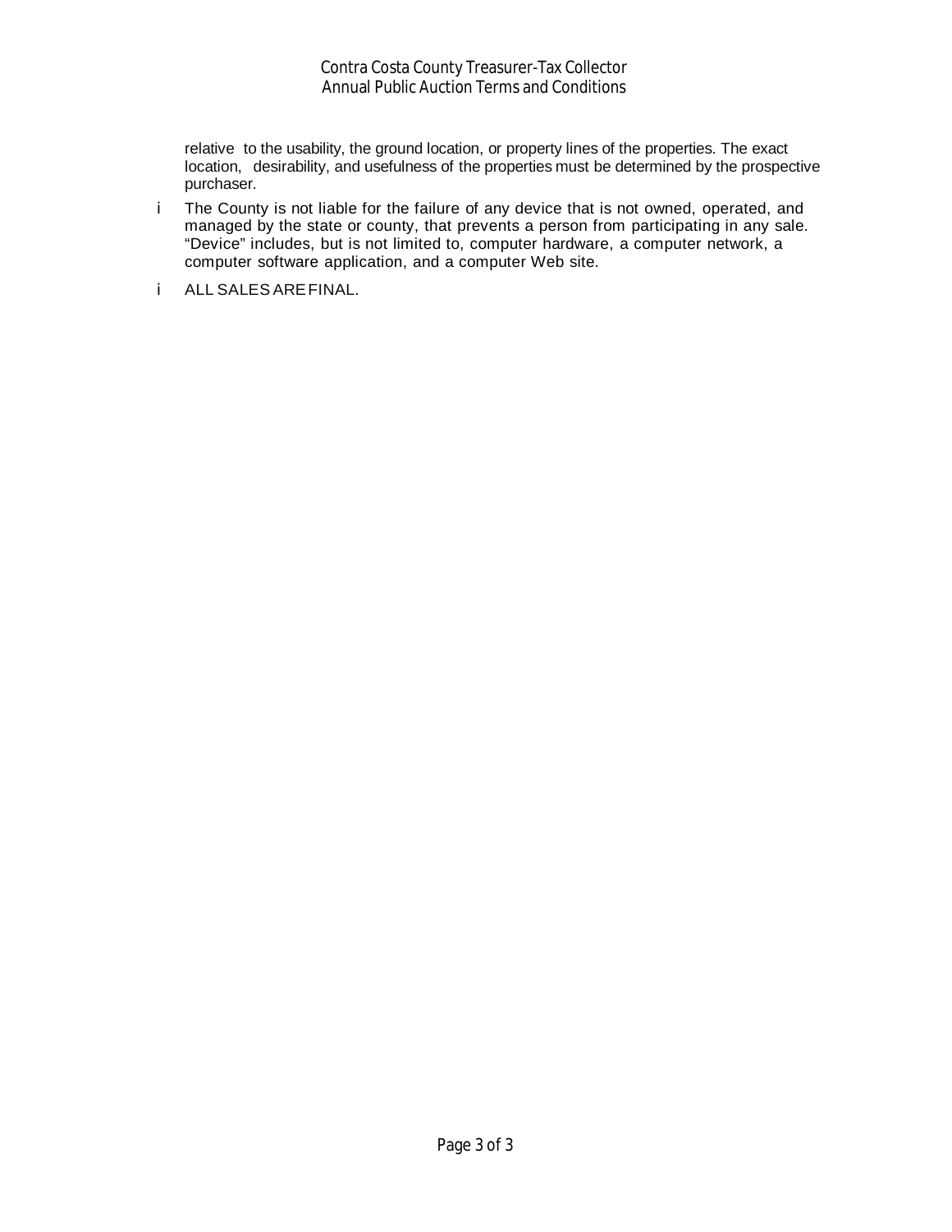relative to the usability, the ground location, or property lines of the properties. The exact location, desirability, and usefulness of the properties must be determined by the prospective purchaser.

- The County is not liable for the failure of any device that is not owned, operated, and managed by the state or county, that prevents a person from participating in any sale. "Device" includes, but is not limited to, computer hardware, a computer network, a computer software application, and a computer Web site.
- ALL SALES ARE FINAL.